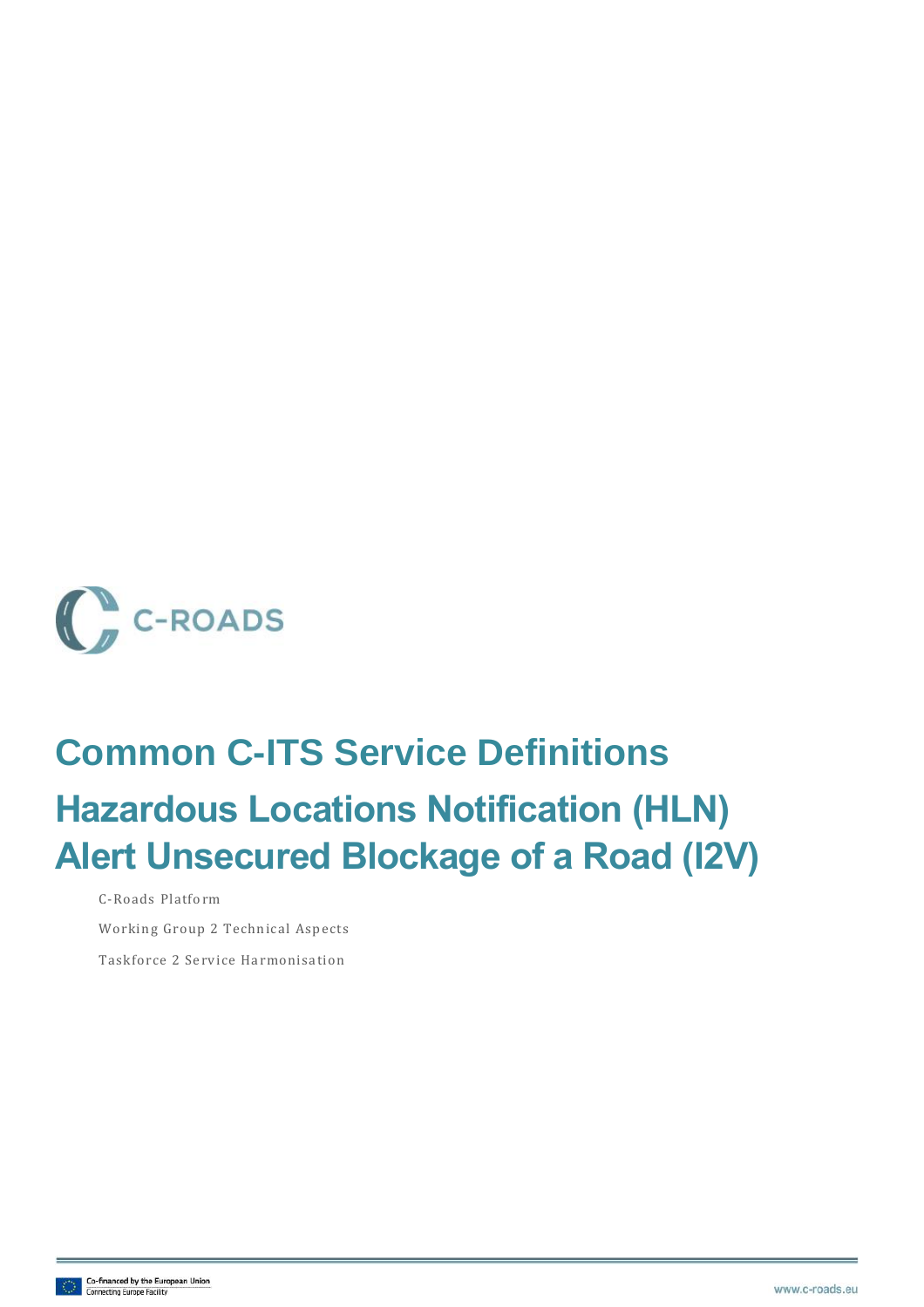C-ROADS

# Common C-ITS Service Definitions

# Hazardous Locations Notification (HLN) Alert Unsecured Blockage of a Road (I2V)

C-Roads Platform

Working Group 2 Technical Aspects

Taskforce 2 Service Harmonisation

Co-financed by the European Union
Connecting Europe Facility

www.c-roads.eu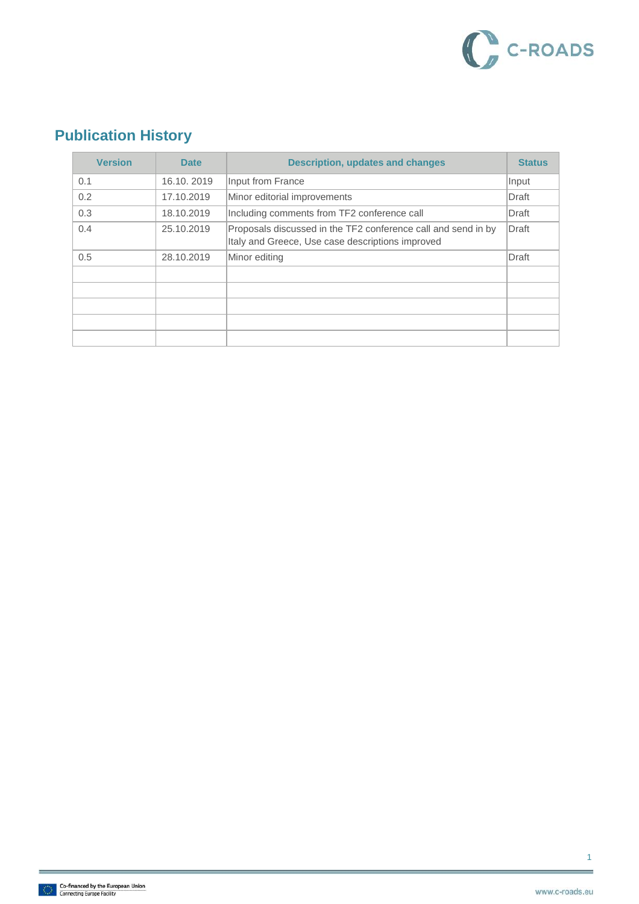## Publication History

| Version | Date | Description, updates and changes | Status |
|---|---|---|---|
| 0.1 | 16.10. 2019 | Input from France | Input |
| 0.2 | 17.10.2019 | Minor editorial improvements | Draft |
| 0.3 | 18.10.2019 | Including comments from TF2 conference call | Draft |
| 0.4 | 25.10.2019 | Proposals discussed in the TF2 conference call and send in by Italy and Greece, Use case descriptions improved | Draft |
| 0.5 | 28.10.2019 | Minor editing | Draft |
| | | | |
| | | | |
| | | | |
| | | | |
| | | | |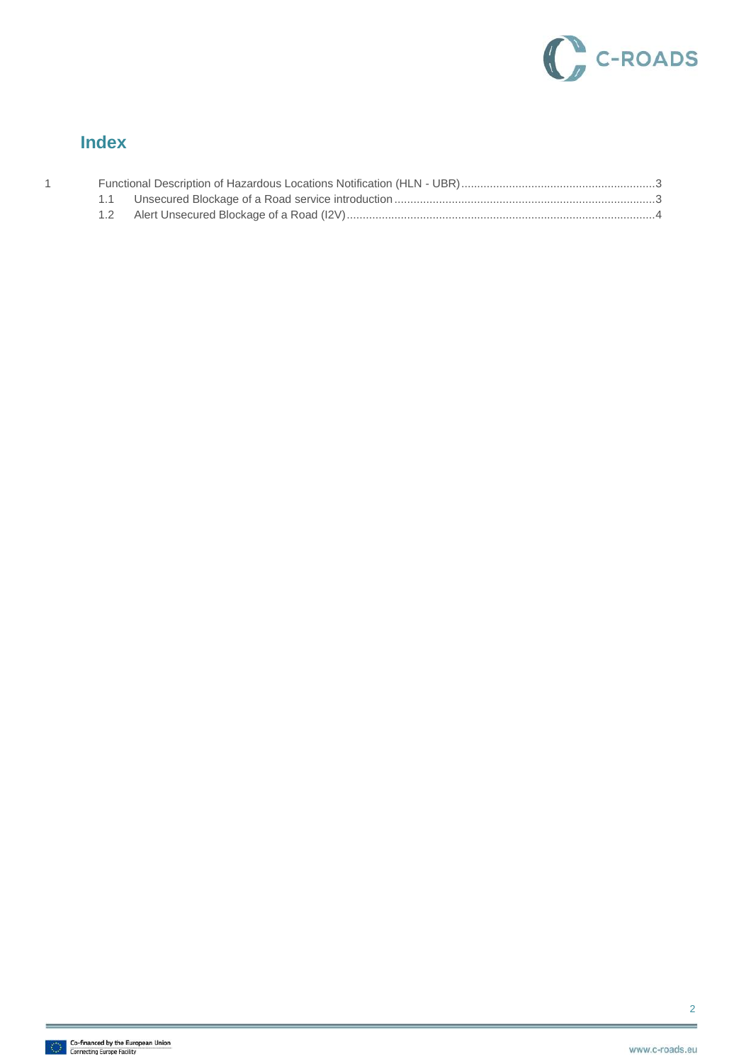# Index

1 Functional Description of Hazardous Locations Notification (HLN - UBR) ........ 3

  1.1 Unsecured Blockage of a Road service introduction ........ 3

  1.2 Alert Unsecured Blockage of a Road (I2V) ........ 4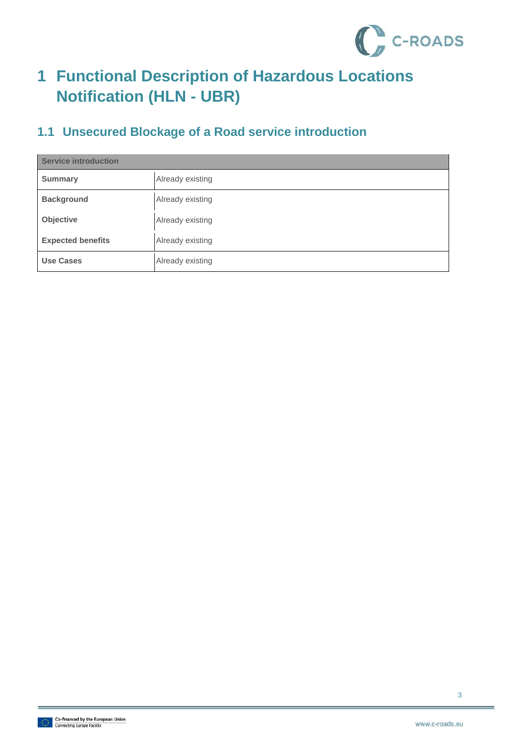# 1 Functional Description of Hazardous Locations Notification (HLN - UBR)

## 1.1 Unsecured Blockage of a Road service introduction

| Service introduction | |
|---|---|
| **Summary** | Already existing |
| **Background** | Already existing |
| **Objective** | Already existing |
| **Expected benefits** | Already existing |
| **Use Cases** | Already existing |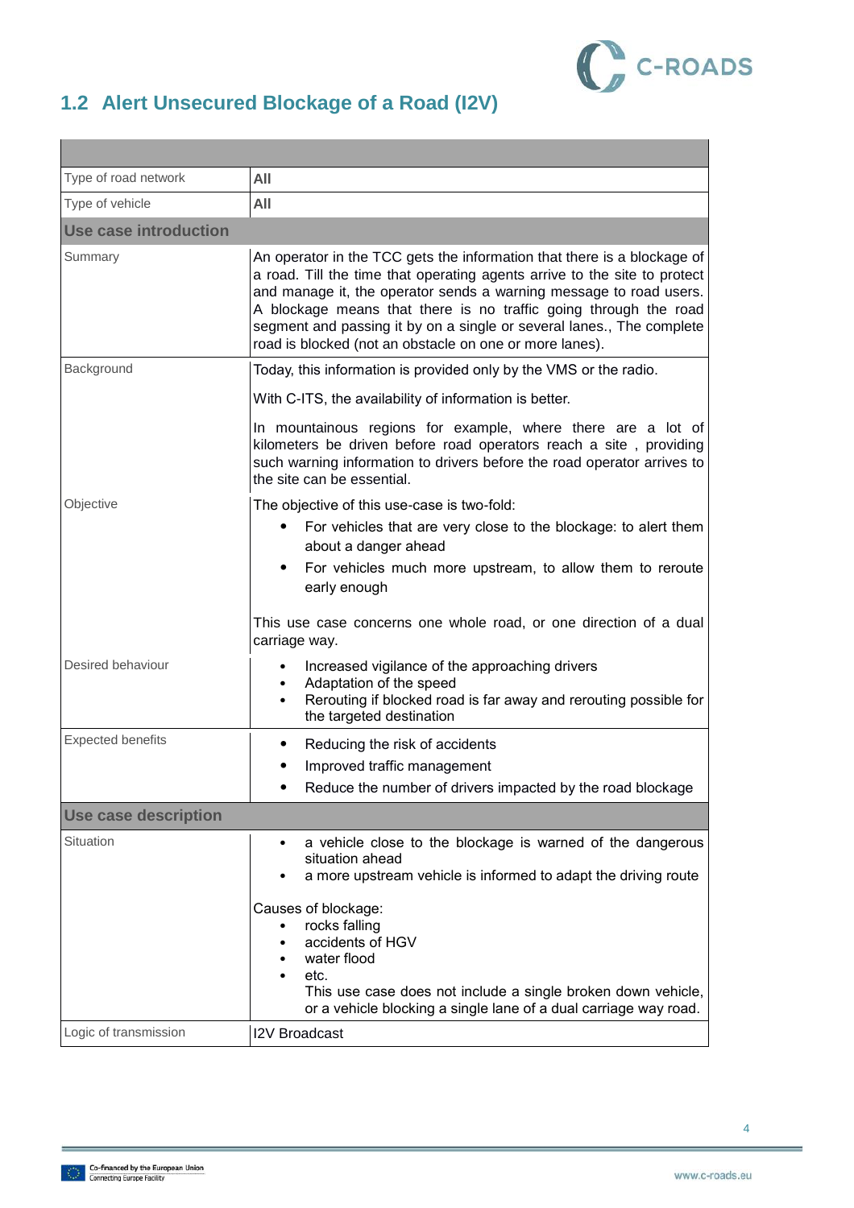## 1.2 Alert Unsecured Blockage of a Road (I2V)

| | |
|---|---|
| Type of road network | **All** |
| Type of vehicle | **All** |
| **Use case introduction** | |
| Summary | An operator in the TCC gets the information that there is a blockage of a road. Till the time that operating agents arrive to the site to protect and manage it, the operator sends a warning message to road users. A blockage means that there is no traffic going through the road segment and passing it by on a single or several lanes., The complete road is blocked (not an obstacle on one or more lanes). |
| Background | Today, this information is provided only by the VMS or the radio.<br><br>With C-ITS, the availability of information is better.<br><br>In mountainous regions for example, where there are a lot of kilometers be driven before road operators reach a site , providing such warning information to drivers before the road operator arrives to the site can be essential. |
| Objective | The objective of this use-case is two-fold:<br>• For vehicles that are very close to the blockage: to alert them about a danger ahead<br>• For vehicles much more upstream, to allow them to reroute early enough<br><br>This use case concerns one whole road, or one direction of a dual carriage way. |
| Desired behaviour | • Increased vigilance of the approaching drivers<br>• Adaptation of the speed<br>• Rerouting if blocked road is far away and rerouting possible for the targeted destination |
| Expected benefits | • Reducing the risk of accidents<br>• Improved traffic management<br>• Reduce the number of drivers impacted by the road blockage |
| **Use case description** | |
| Situation | • a vehicle close to the blockage is warned of the dangerous situation ahead<br>• a more upstream vehicle is informed to adapt the driving route<br><br>Causes of blockage:<br>• rocks falling<br>• accidents of HGV<br>• water flood<br>• etc.<br>This use case does not include a single broken down vehicle, or a vehicle blocking a single lane of a dual carriage way road. |
| Logic of transmission | I2V Broadcast |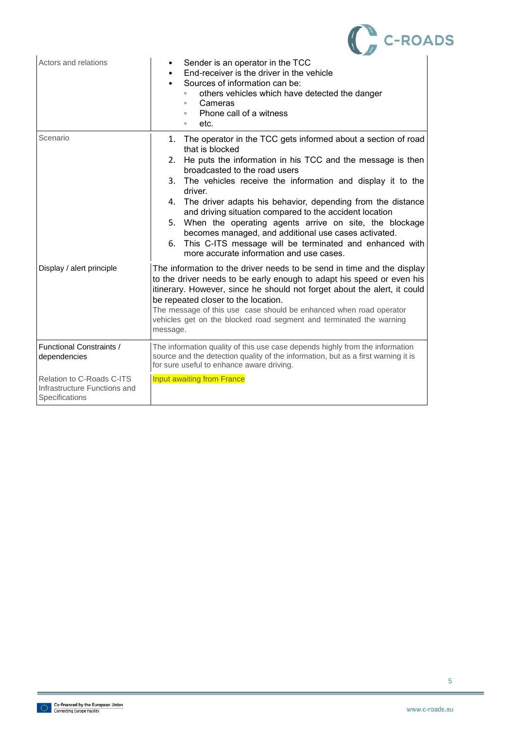| | |
|---|---|
| Actors and relations | • Sender is an operator in the TCC<br>• End-receiver is the driver in the vehicle<br>• Sources of information can be:<br>  ◦ others vehicles which have detected the danger<br>  ◦ Cameras<br>  ◦ Phone call of a witness<br>  ◦ etc. |
| Scenario | 1. The operator in the TCC gets informed about a section of road that is blocked<br>2. He puts the information in his TCC and the message is then broadcasted to the road users<br>3. The vehicles receive the information and display it to the driver.<br>4. The driver adapts his behavior, depending from the distance and driving situation compared to the accident location<br>5. When the operating agents arrive on site, the blockage becomes managed, and additional use cases activated.<br>6. This C-ITS message will be terminated and enhanced with more accurate information and use cases. |
| Display / alert principle | The information to the driver needs to be send in time and the display to the driver needs to be early enough to adapt his speed or even his itinerary. However, since he should not forget about the alert, it could be repeated closer to the location.<br>The message of this use case should be enhanced when road operator vehicles get on the blocked road segment and terminated the warning message. |
| Functional Constraints / dependencies | The information quality of this use case depends highly from the information source and the detection quality of the information, but as a first warning it is for sure useful to enhance aware driving. |
| Relation to C-Roads C-ITS Infrastructure Functions and Specifications | Input awaiting from France |